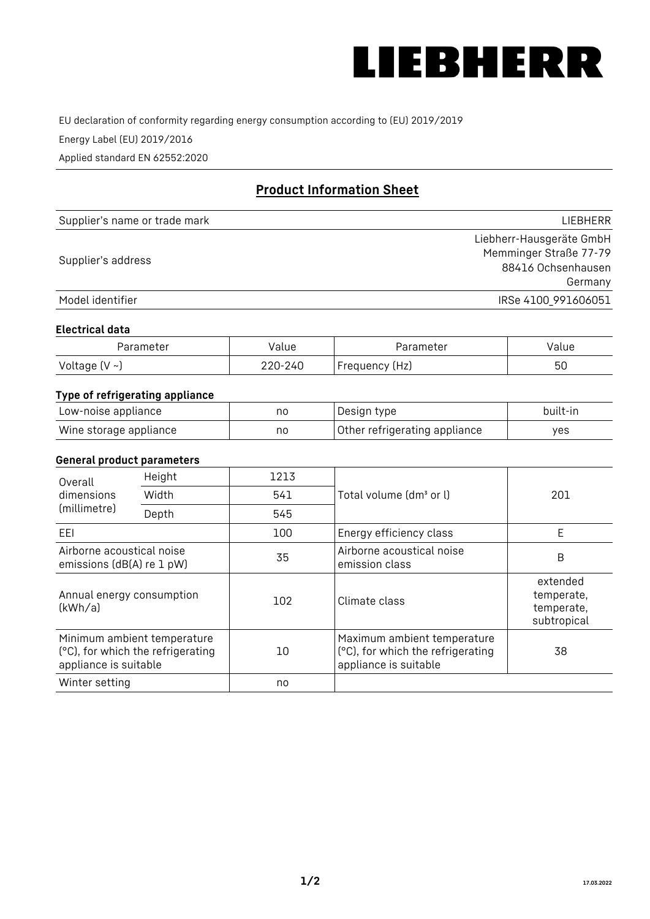LIEBHERR

EU declaration of conformity regarding energy consumption according to (EU) 2019/2019

Energy Label (EU) 2019/2016

Applied standard EN 62552:2020

## Product Information Sheet

| | |
|---|---|
| Supplier's name or trade mark | LIEBHERR |
| Supplier's address | Liebherr-Hausgeräte GmbH<br>Memminger Straße 77-79<br>88416 Ochsenhausen<br>Germany |
| Model identifier | IRSe 4100_991606051 |

### Electrical data

| Parameter | Value | Parameter | Value |
|---|---|---|---|
| Voltage (V ~) | 220-240 | Frequency (Hz) | 50 |

### Type of refrigerating appliance

| | | | |
|---|---|---|---|
| Low-noise appliance | no | Design type | built-in |
| Wine storage appliance | no | Other refrigerating appliance | yes |

### General product parameters

| | | | | |
|---|---|---|---|---|
| Overall dimensions (millimetre) | Height | 1213 | Total volume (dm³ or l) | 201 |
| | Width | 541 | | |
| | Depth | 545 | | |
| EEI | | 100 | Energy efficiency class | E |
| Airborne acoustical noise emissions (dB(A) re 1 pW) | | 35 | Airborne acoustical noise emission class | B |
| Annual energy consumption (kWh/a) | | 102 | Climate class | extended temperate, temperate, subtropical |
| Minimum ambient temperature (°C), for which the refrigerating appliance is suitable | | 10 | Maximum ambient temperature (°C), for which the refrigerating appliance is suitable | 38 |
| Winter setting | | no | | |

17.03.2022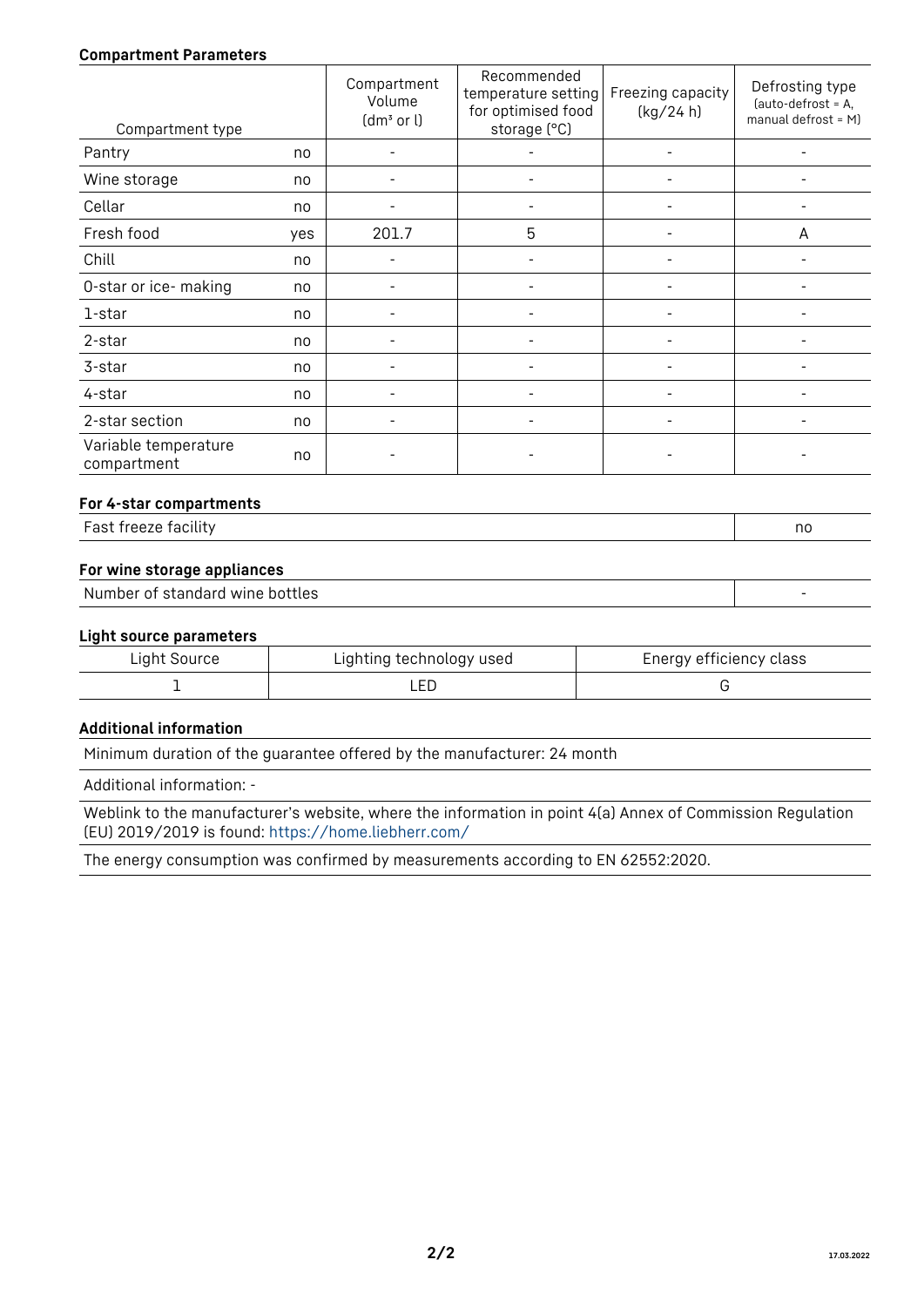**Compartment Parameters**

| Compartment type | | Compartment Volume (dm³ or l) | Recommended temperature setting for optimised food storage (°C) | Freezing capacity (kg/24 h) | Defrosting type (auto-defrost = A, manual defrost = M) |
|---|---|---|---|---|---|
| Pantry | no | - | - | - | - |
| Wine storage | no | - | - | - | - |
| Cellar | no | - | - | - | - |
| Fresh food | yes | 201.7 | 5 | - | A |
| Chill | no | - | - | - | - |
| 0-star or ice- making | no | - | - | - | - |
| 1-star | no | - | - | - | - |
| 2-star | no | - | - | - | - |
| 3-star | no | - | - | - | - |
| 4-star | no | - | - | - | - |
| 2-star section | no | - | - | - | - |
| Variable temperature compartment | no | - | - | - | - |

**For 4-star compartments**

| | |
|---|---|
| Fast freeze facility | no |

**For wine storage appliances**

| | |
|---|---|
| Number of standard wine bottles | - |

**Light source parameters**

| Light Source | Lighting technology used | Energy efficiency class |
|---|---|---|
| 1 | LED | G |

**Additional information**

Minimum duration of the guarantee offered by the manufacturer: 24 month

Additional information: -

Weblink to the manufacturer's website, where the information in point 4(a) Annex of Commission Regulation (EU) 2019/2019 is found: https://home.liebherr.com/

The energy consumption was confirmed by measurements according to EN 62552:2020.

17.03.2022